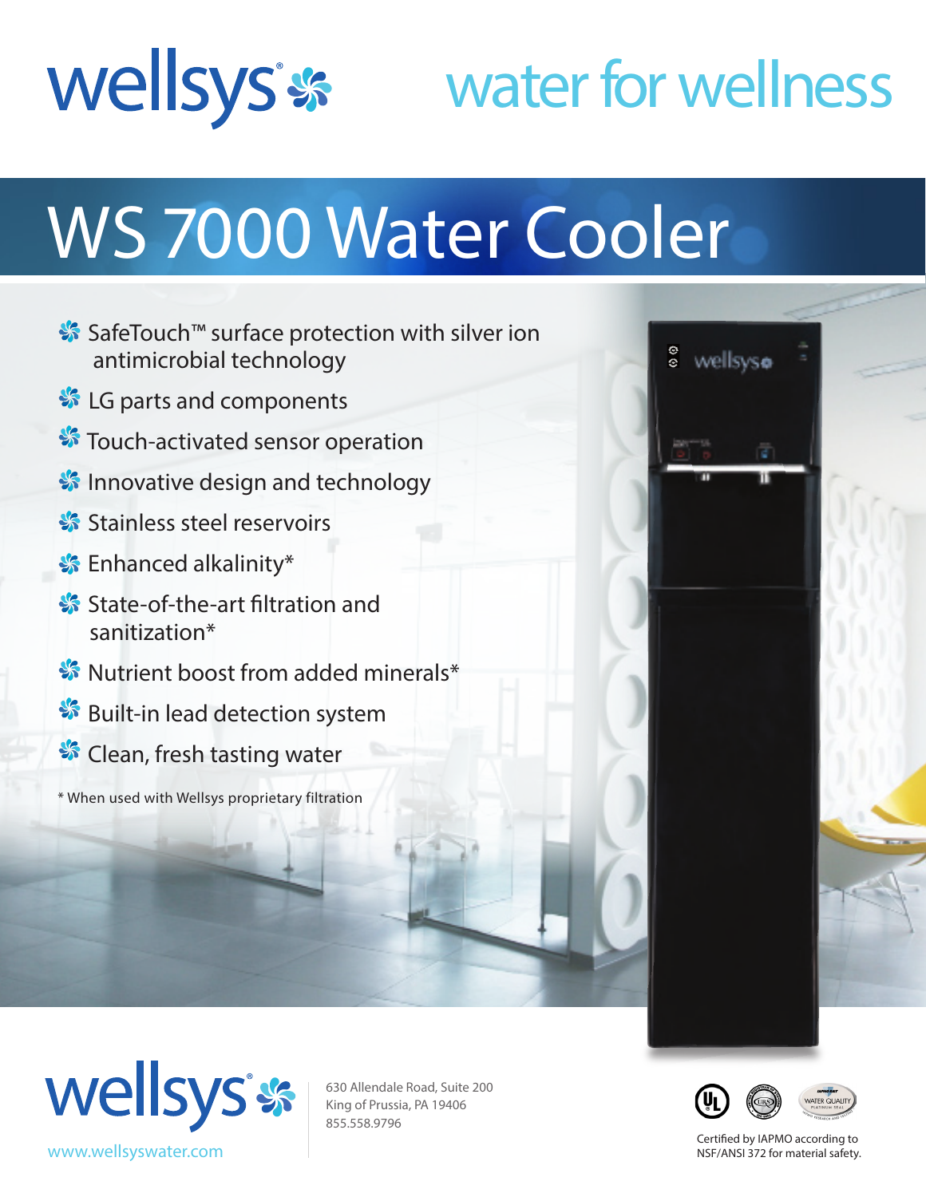wellsys

water for wellness

# WS 7000 Water Cooler

- SafeTouch™ surface protection with silver ion antimicrobial technology
- LG parts and components
- Touch-activated sensor operation
- Innovative design and technology
- Stainless steel reservoirs
- Enhanced alkalinity*
- State-of-the-art filtration and sanitization*
- Nutrient boost from added minerals*
- Built-in lead detection system
- Clean, fresh tasting water

* When used with Wellsys proprietary filtration

wellsys

www.wellsyswater.com

630 Allendale Road, Suite 200
King of Prussia, PA 19406
855.558.9796

Certified by IAPMO according to NSF/ANSI 372 for material safety.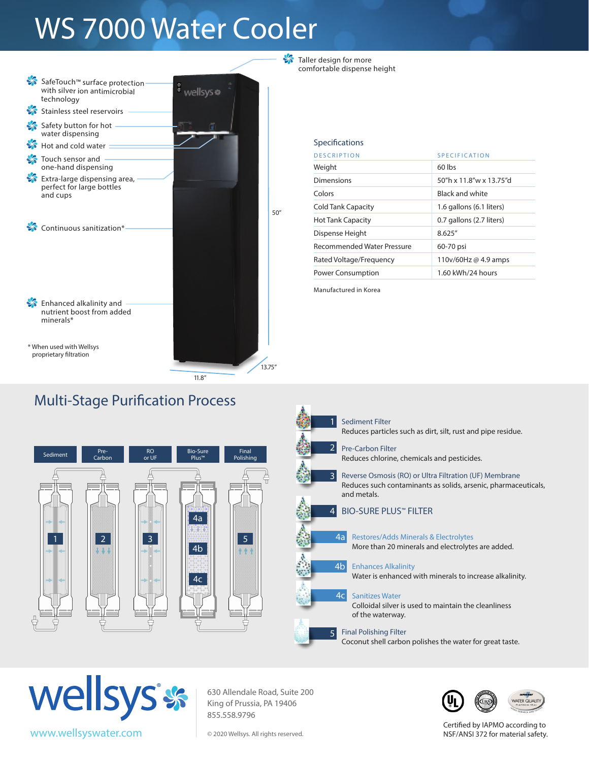# WS 7000 Water Cooler

- SafeTouch™ surface protection with silver ion antimicrobial technology
- Stainless steel reservoirs
- Safety button for hot water dispensing
- Hot and cold water
- Touch sensor and one-hand dispensing
- Extra-large dispensing area, perfect for large bottles and cups
- Continuous sanitization*
- Enhanced alkalinity and nutrient boost from added minerals*
- Taller design for more comfortable dispense height

\* When used with Wellsys proprietary filtration

50″

13.75″

11.8″

## Specifications

| DESCRIPTION | SPECIFICATION |
|---|---|
| Weight | 60 lbs |
| Dimensions | 50″h x 11.8″w x 13.75″d |
| Colors | Black and white |
| Cold Tank Capacity | 1.6 gallons (6.1 liters) |
| Hot Tank Capacity | 0.7 gallons (2.7 liters) |
| Dispense Height | 8.625″ |
| Recommended Water Pressure | 60-70 psi |
| Rated Voltage/Frequency | 110v/60Hz @ 4.9 amps |
| Power Consumption | 1.60 kWh/24 hours |

Manufactured in Korea

## Multi-Stage Purification Process

Sediment | Pre-Carbon | RO or UF | Bio-Sure Plus™ | Final Polishing

1 | 2 | 3 | 4a 4b 4c | 5

**1 Sediment Filter**
Reduces particles such as dirt, silt, rust and pipe residue.

**2 Pre-Carbon Filter**
Reduces chlorine, chemicals and pesticides.

**3 Reverse Osmosis (RO) or Ultra Filtration (UF) Membrane**
Reduces such contaminants as solids, arsenic, pharmaceuticals, and metals.

**4 BIO-SURE PLUS™ FILTER**

**4a Restores/Adds Minerals & Electrolytes**
More than 20 minerals and electrolytes are added.

**4b Enhances Alkalinity**
Water is enhanced with minerals to increase alkalinity.

**4c Sanitizes Water**
Colloidal silver is used to maintain the cleanliness of the waterway.

**5 Final Polishing Filter**
Coconut shell carbon polishes the water for great taste.

wellsys®

www.wellsyswater.com

630 Allendale Road, Suite 200
King of Prussia, PA 19406
855.558.9796

© 2020 Wellsys. All rights reserved.

Certified by IAPMO according to NSF/ANSI 372 for material safety.